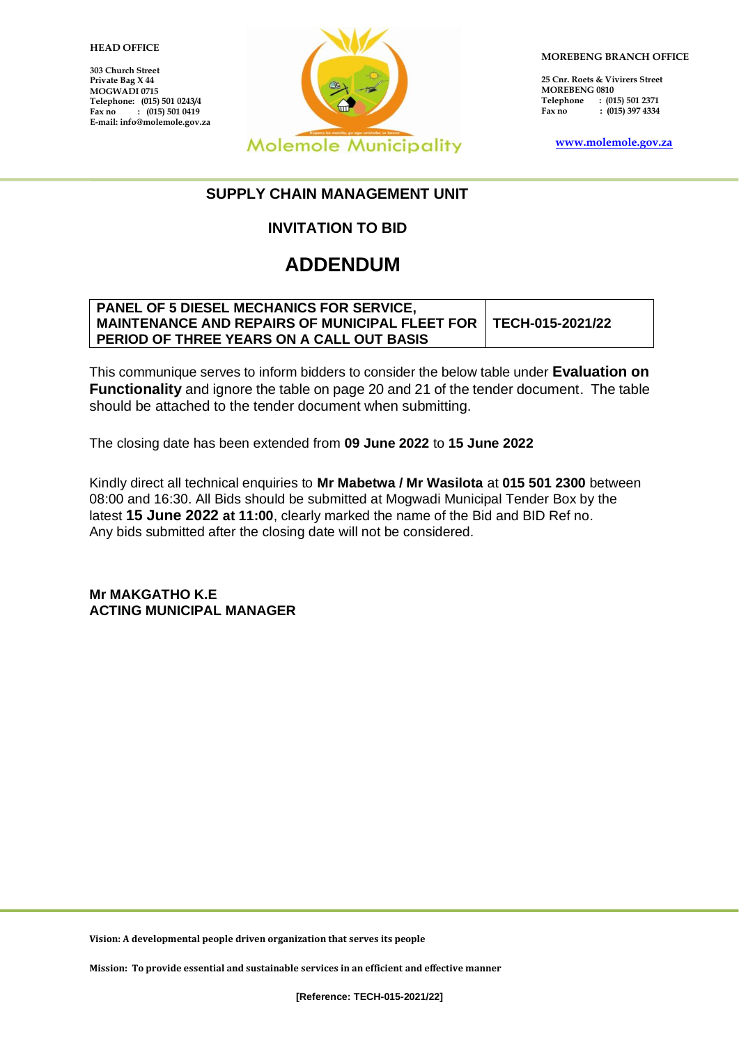**HEAD OFFICE**

**303 Church Street**
**Private Bag X 44**
**MOGWADI 0715**
**Telephone: (015) 501 0243/4**
**Fax no : (015) 501 0419**
**E-mail: info@molemole.gov.za**

Molemole Municipality

**MOREBENG BRANCH OFFICE**

**25 Cnr. Roets & Vivirers Street**
**MOREBENG 0810**
**Telephone : (015) 501 2371**
**Fax no : (015) 397 4334**

**www.molemole.gov.za**

## SUPPLY CHAIN MANAGEMENT UNIT

## INVITATION TO BID

# ADDENDUM

| PANEL OF 5 DIESEL MECHANICS FOR SERVICE, MAINTENANCE AND REPAIRS OF MUNICIPAL FLEET FOR PERIOD OF THREE YEARS ON A CALL OUT BASIS | TECH-015-2021/22 |
|---|---|

This communique serves to inform bidders to consider the below table under **Evaluation on Functionality** and ignore the table on page 20 and 21 of the tender document. The table should be attached to the tender document when submitting.

The closing date has been extended from **09 June 2022** to **15 June 2022**

Kindly direct all technical enquiries to **Mr Mabetwa / Mr Wasilota** at **015 501 2300** between 08:00 and 16:30. All Bids should be submitted at Mogwadi Municipal Tender Box by the latest **15 June 2022 at 11:00**, clearly marked the name of the Bid and BID Ref no. Any bids submitted after the closing date will not be considered.

**Mr MAKGATHO K.E**
**ACTING MUNICIPAL MANAGER**

**Vision: A developmental people driven organization that serves its people**

**Mission: To provide essential and sustainable services in an efficient and effective manner**

**[Reference: TECH-015-2021/22]**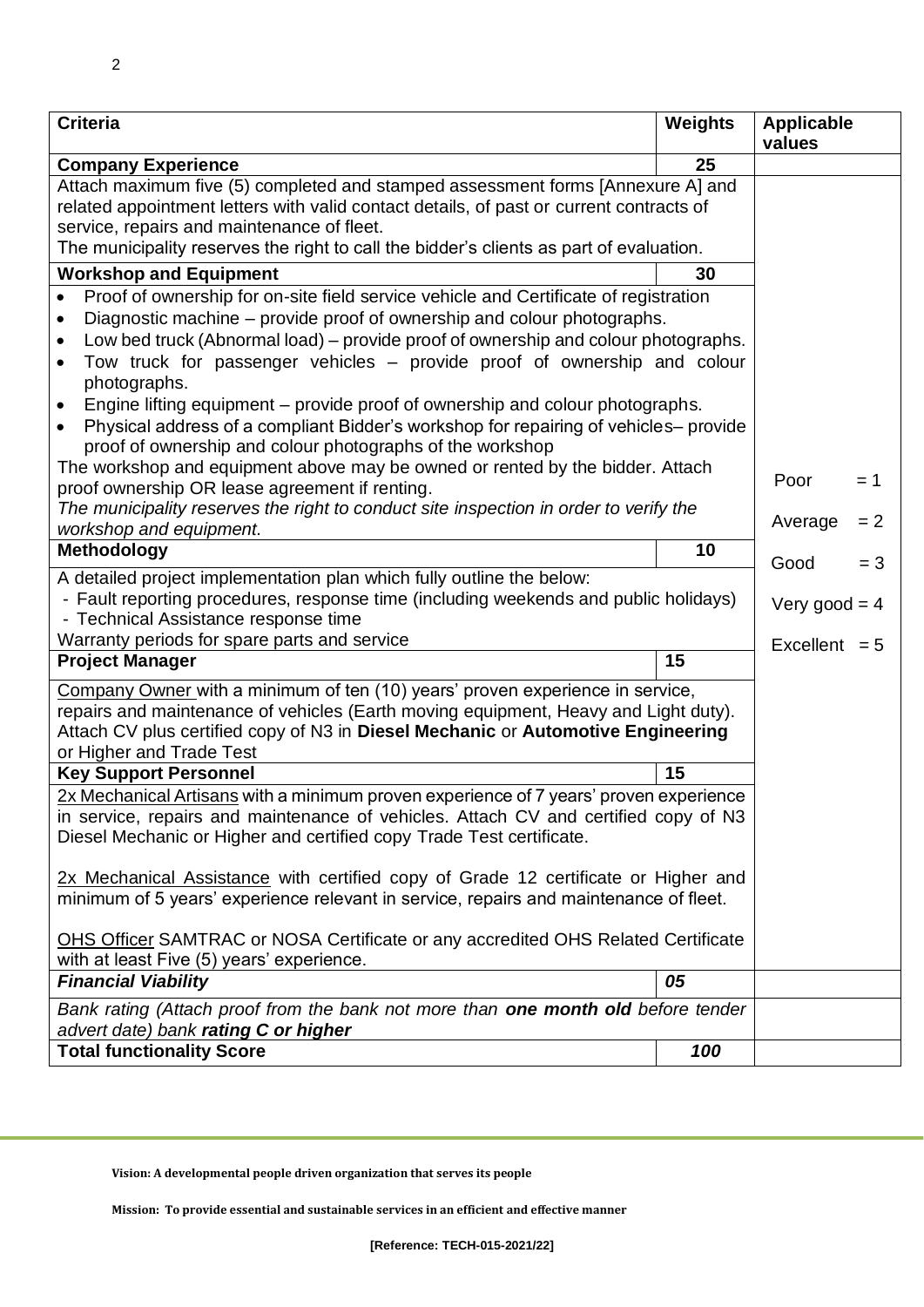| Criteria | Weights | Applicable values |
|---|---|---|
| **Company Experience** | **25** | |
| Attach maximum five (5) completed and stamped assessment forms [Annexure A] and related appointment letters with valid contact details, of past or current contracts of service, repairs and maintenance of fleet.<br>The municipality reserves the right to call the bidder's clients as part of evaluation. | | Poor = 1<br>Average = 2<br>Good = 3<br>Very good = 4<br>Excellent = 5 |
| **Workshop and Equipment** | **30** | |
| • Proof of ownership for on-site field service vehicle and Certificate of registration<br>• Diagnostic machine – provide proof of ownership and colour photographs.<br>• Low bed truck (Abnormal load) – provide proof of ownership and colour photographs.<br>• Tow truck for passenger vehicles – provide proof of ownership and colour photographs.<br>• Engine lifting equipment – provide proof of ownership and colour photographs.<br>• Physical address of a compliant Bidder's workshop for repairing of vehicles– provide proof of ownership and colour photographs of the workshop<br>The workshop and equipment above may be owned or rented by the bidder. Attach proof ownership OR lease agreement if renting.<br>*The municipality reserves the right to conduct site inspection in order to verify the workshop and equipment.* | | |
| **Methodology** | **10** | |
| A detailed project implementation plan which fully outline the below:<br>- Fault reporting procedures, response time (including weekends and public holidays)<br>- Technical Assistance response time<br>Warranty periods for spare parts and service | | |
| **Project Manager** | **15** | |
| Company Owner with a minimum of ten (10) years' proven experience in service, repairs and maintenance of vehicles (Earth moving equipment, Heavy and Light duty). Attach CV plus certified copy of N3 in **Diesel Mechanic** or **Automotive Engineering** or Higher and Trade Test | | |
| **Key Support Personnel** | **15** | |
| 2x Mechanical Artisans with a minimum proven experience of 7 years' proven experience in service, repairs and maintenance of vehicles. Attach CV and certified copy of N3 Diesel Mechanic or Higher and certified copy Trade Test certificate.<br><br>2x Mechanical Assistance with certified copy of Grade 12 certificate or Higher and minimum of 5 years' experience relevant in service, repairs and maintenance of fleet.<br><br>OHS Officer SAMTRAC or NOSA Certificate or any accredited OHS Related Certificate with at least Five (5) years' experience. | | |
| ***Financial Viability*** | ***05*** | |
| *Bank rating (Attach proof from the bank not more than **one month old** before tender advert date) bank **rating C or higher*** | | |
| **Total functionality Score** | ***100*** | |

**Vision: A developmental people driven organization that serves its people**

**Mission: To provide essential and sustainable services in an efficient and effective manner**

**[Reference: TECH-015-2021/22]**